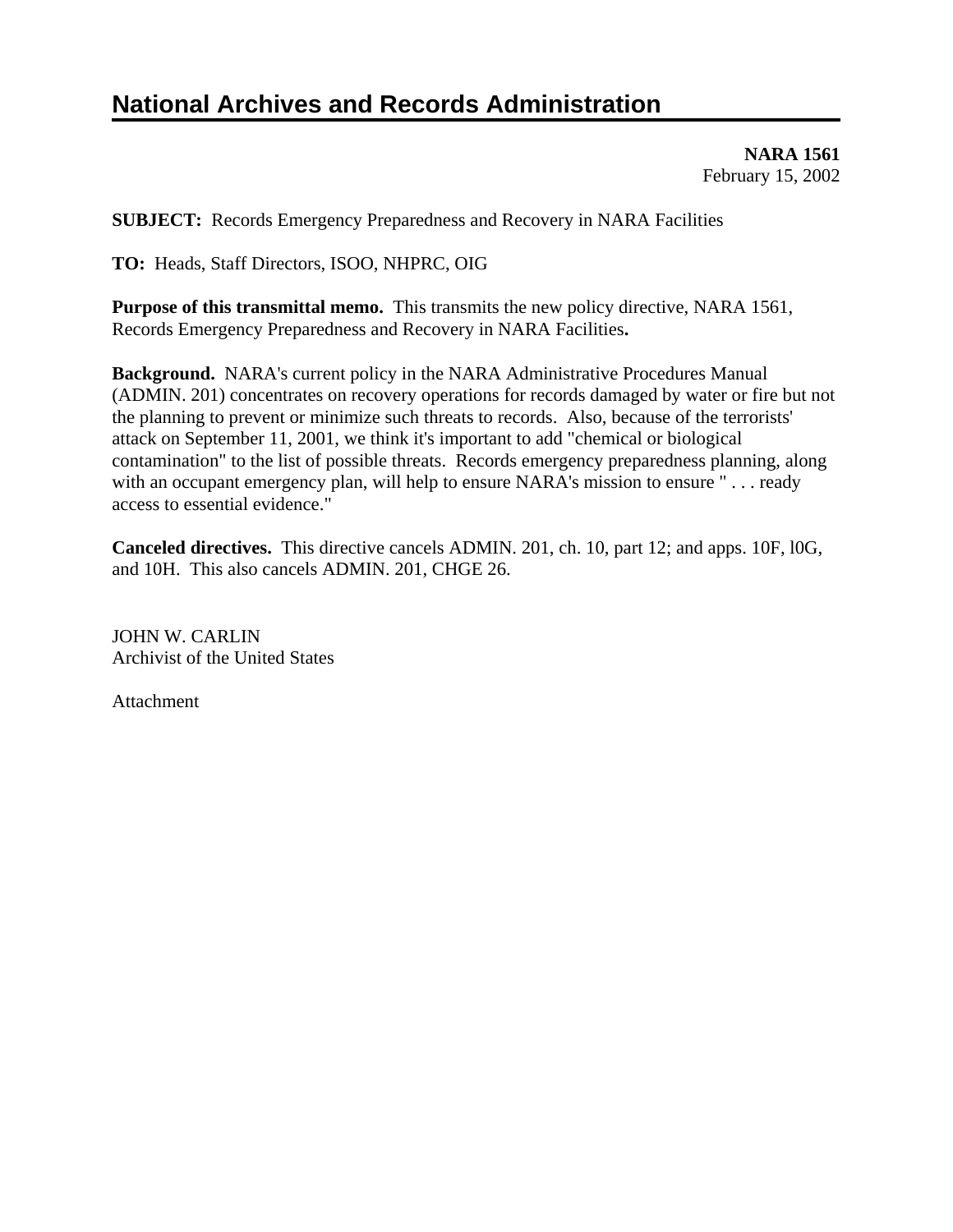# National Archives and Records Administration

**NARA 1561**
February 15, 2002

**SUBJECT:** Records Emergency Preparedness and Recovery in NARA Facilities

**TO:** Heads, Staff Directors, ISOO, NHPRC, OIG

**Purpose of this transmittal memo.** This transmits the new policy directive, NARA 1561, Records Emergency Preparedness and Recovery in NARA Facilities**.**

**Background.** NARA's current policy in the NARA Administrative Procedures Manual (ADMIN. 201) concentrates on recovery operations for records damaged by water or fire but not the planning to prevent or minimize such threats to records. Also, because of the terrorists' attack on September 11, 2001, we think it's important to add "chemical or biological contamination" to the list of possible threats. Records emergency preparedness planning, along with an occupant emergency plan, will help to ensure NARA's mission to ensure " . . . ready access to essential evidence."

**Canceled directives.** This directive cancels ADMIN. 201, ch. 10, part 12; and apps. 10F, l0G, and 10H. This also cancels ADMIN. 201, CHGE 26.

JOHN W. CARLIN
Archivist of the United States

Attachment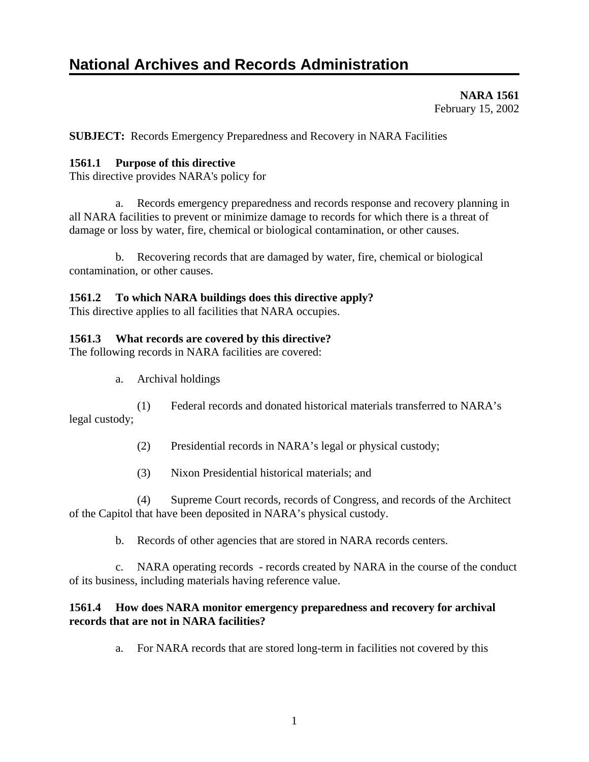# National Archives and Records Administration

**NARA 1561**
February 15, 2002

**SUBJECT:** Records Emergency Preparedness and Recovery in NARA Facilities

**1561.1 Purpose of this directive**
This directive provides NARA's policy for

a. Records emergency preparedness and records response and recovery planning in all NARA facilities to prevent or minimize damage to records for which there is a threat of damage or loss by water, fire, chemical or biological contamination, or other causes.

b. Recovering records that are damaged by water, fire, chemical or biological contamination, or other causes.

**1561.2 To which NARA buildings does this directive apply?**
This directive applies to all facilities that NARA occupies.

**1561.3 What records are covered by this directive?**
The following records in NARA facilities are covered:

a. Archival holdings

(1) Federal records and donated historical materials transferred to NARA's legal custody;

(2) Presidential records in NARA's legal or physical custody;

(3) Nixon Presidential historical materials; and

(4) Supreme Court records, records of Congress, and records of the Architect of the Capitol that have been deposited in NARA's physical custody.

b. Records of other agencies that are stored in NARA records centers.

c. NARA operating records - records created by NARA in the course of the conduct of its business, including materials having reference value.

**1561.4 How does NARA monitor emergency preparedness and recovery for archival records that are not in NARA facilities?**

a. For NARA records that are stored long-term in facilities not covered by this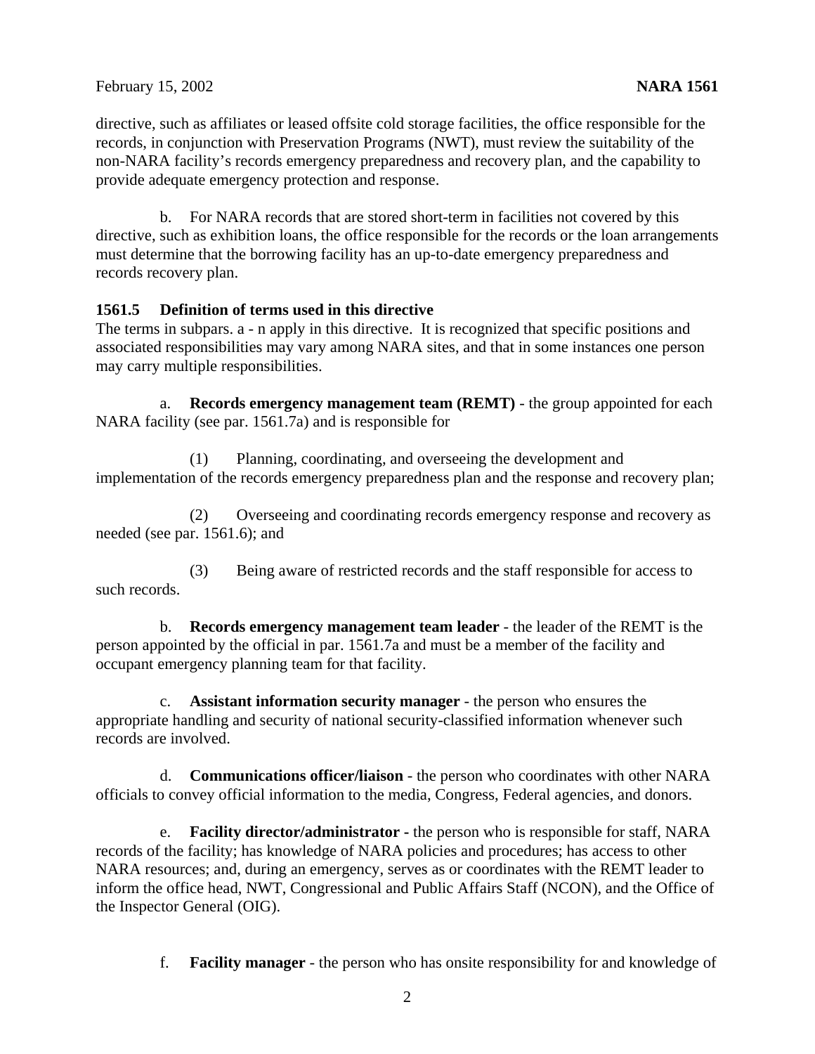directive, such as affiliates or leased offsite cold storage facilities, the office responsible for the records, in conjunction with Preservation Programs (NWT), must review the suitability of the non-NARA facility's records emergency preparedness and recovery plan, and the capability to provide adequate emergency protection and response.

b. For NARA records that are stored short-term in facilities not covered by this directive, such as exhibition loans, the office responsible for the records or the loan arrangements must determine that the borrowing facility has an up-to-date emergency preparedness and records recovery plan.

**1561.5 Definition of terms used in this directive**

The terms in subpars. a - n apply in this directive. It is recognized that specific positions and associated responsibilities may vary among NARA sites, and that in some instances one person may carry multiple responsibilities.

a. **Records emergency management team (REMT)** - the group appointed for each NARA facility (see par. 1561.7a) and is responsible for

(1) Planning, coordinating, and overseeing the development and implementation of the records emergency preparedness plan and the response and recovery plan;

(2) Overseeing and coordinating records emergency response and recovery as needed (see par. 1561.6); and

(3) Being aware of restricted records and the staff responsible for access to such records.

b. **Records emergency management team leader** - the leader of the REMT is the person appointed by the official in par. 1561.7a and must be a member of the facility and occupant emergency planning team for that facility.

c. **Assistant information security manager** - the person who ensures the appropriate handling and security of national security-classified information whenever such records are involved.

d. **Communications officer/liaison** - the person who coordinates with other NARA officials to convey official information to the media, Congress, Federal agencies, and donors.

e. **Facility director/administrator -** the person who is responsible for staff, NARA records of the facility; has knowledge of NARA policies and procedures; has access to other NARA resources; and, during an emergency, serves as or coordinates with the REMT leader to inform the office head, NWT, Congressional and Public Affairs Staff (NCON), and the Office of the Inspector General (OIG).

f. **Facility manager** - the person who has onsite responsibility for and knowledge of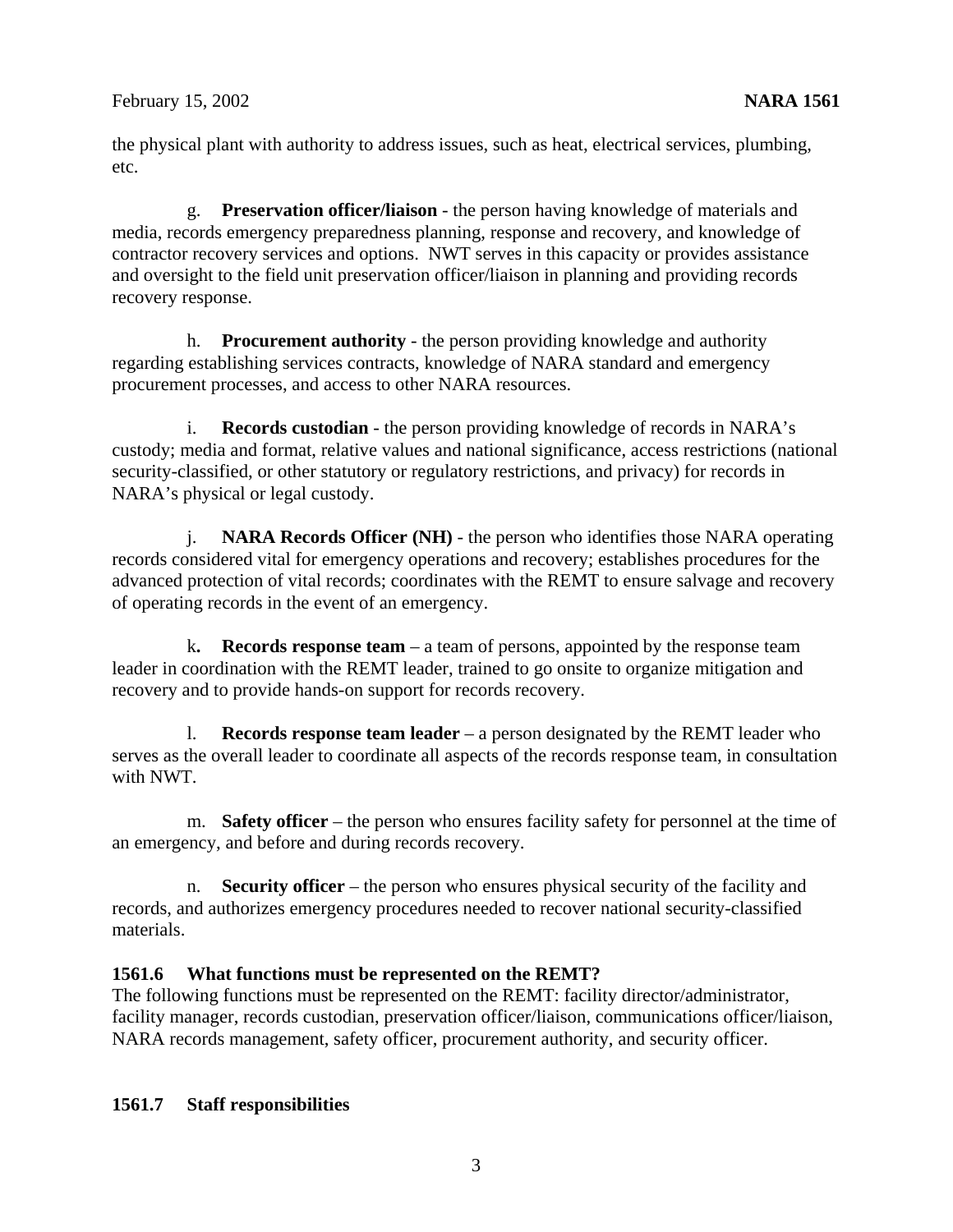the physical plant with authority to address issues, such as heat, electrical services, plumbing, etc.

g. **Preservation officer/liaison** - the person having knowledge of materials and media, records emergency preparedness planning, response and recovery, and knowledge of contractor recovery services and options. NWT serves in this capacity or provides assistance and oversight to the field unit preservation officer/liaison in planning and providing records recovery response.

h. **Procurement authority** - the person providing knowledge and authority regarding establishing services contracts, knowledge of NARA standard and emergency procurement processes, and access to other NARA resources.

i. **Records custodian** - the person providing knowledge of records in NARA's custody; media and format, relative values and national significance, access restrictions (national security-classified, or other statutory or regulatory restrictions, and privacy) for records in NARA's physical or legal custody.

j. **NARA Records Officer (NH)** - the person who identifies those NARA operating records considered vital for emergency operations and recovery; establishes procedures for the advanced protection of vital records; coordinates with the REMT to ensure salvage and recovery of operating records in the event of an emergency.

k**.** **Records response team** – a team of persons, appointed by the response team leader in coordination with the REMT leader, trained to go onsite to organize mitigation and recovery and to provide hands-on support for records recovery.

l. **Records response team leader** – a person designated by the REMT leader who serves as the overall leader to coordinate all aspects of the records response team, in consultation with NWT.

m. **Safety officer** – the person who ensures facility safety for personnel at the time of an emergency, and before and during records recovery.

n. **Security officer** – the person who ensures physical security of the facility and records, and authorizes emergency procedures needed to recover national security-classified materials.

### 1561.6 What functions must be represented on the REMT?

The following functions must be represented on the REMT: facility director/administrator, facility manager, records custodian, preservation officer/liaison, communications officer/liaison, NARA records management, safety officer, procurement authority, and security officer.

### 1561.7 Staff responsibilities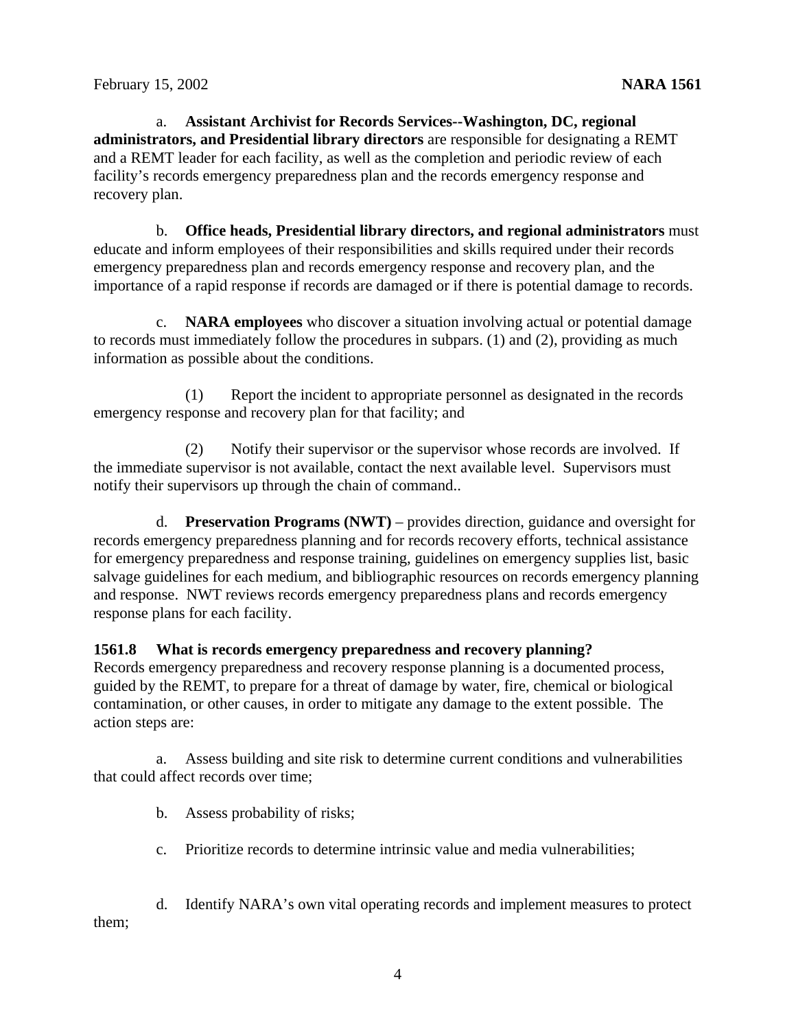a. **Assistant Archivist for Records Services--Washington, DC, regional administrators, and Presidential library directors** are responsible for designating a REMT and a REMT leader for each facility, as well as the completion and periodic review of each facility's records emergency preparedness plan and the records emergency response and recovery plan.

b. **Office heads, Presidential library directors, and regional administrators** must educate and inform employees of their responsibilities and skills required under their records emergency preparedness plan and records emergency response and recovery plan, and the importance of a rapid response if records are damaged or if there is potential damage to records.

c. **NARA employees** who discover a situation involving actual or potential damage to records must immediately follow the procedures in subpars. (1) and (2), providing as much information as possible about the conditions.

(1) Report the incident to appropriate personnel as designated in the records emergency response and recovery plan for that facility; and

(2) Notify their supervisor or the supervisor whose records are involved. If the immediate supervisor is not available, contact the next available level. Supervisors must notify their supervisors up through the chain of command..

d. **Preservation Programs (NWT)** – provides direction, guidance and oversight for records emergency preparedness planning and for records recovery efforts, technical assistance for emergency preparedness and response training, guidelines on emergency supplies list, basic salvage guidelines for each medium, and bibliographic resources on records emergency planning and response. NWT reviews records emergency preparedness plans and records emergency response plans for each facility.

**1561.8 What is records emergency preparedness and recovery planning?**
Records emergency preparedness and recovery response planning is a documented process, guided by the REMT, to prepare for a threat of damage by water, fire, chemical or biological contamination, or other causes, in order to mitigate any damage to the extent possible. The action steps are:

a. Assess building and site risk to determine current conditions and vulnerabilities that could affect records over time;

b. Assess probability of risks;

c. Prioritize records to determine intrinsic value and media vulnerabilities;

d. Identify NARA's own vital operating records and implement measures to protect them;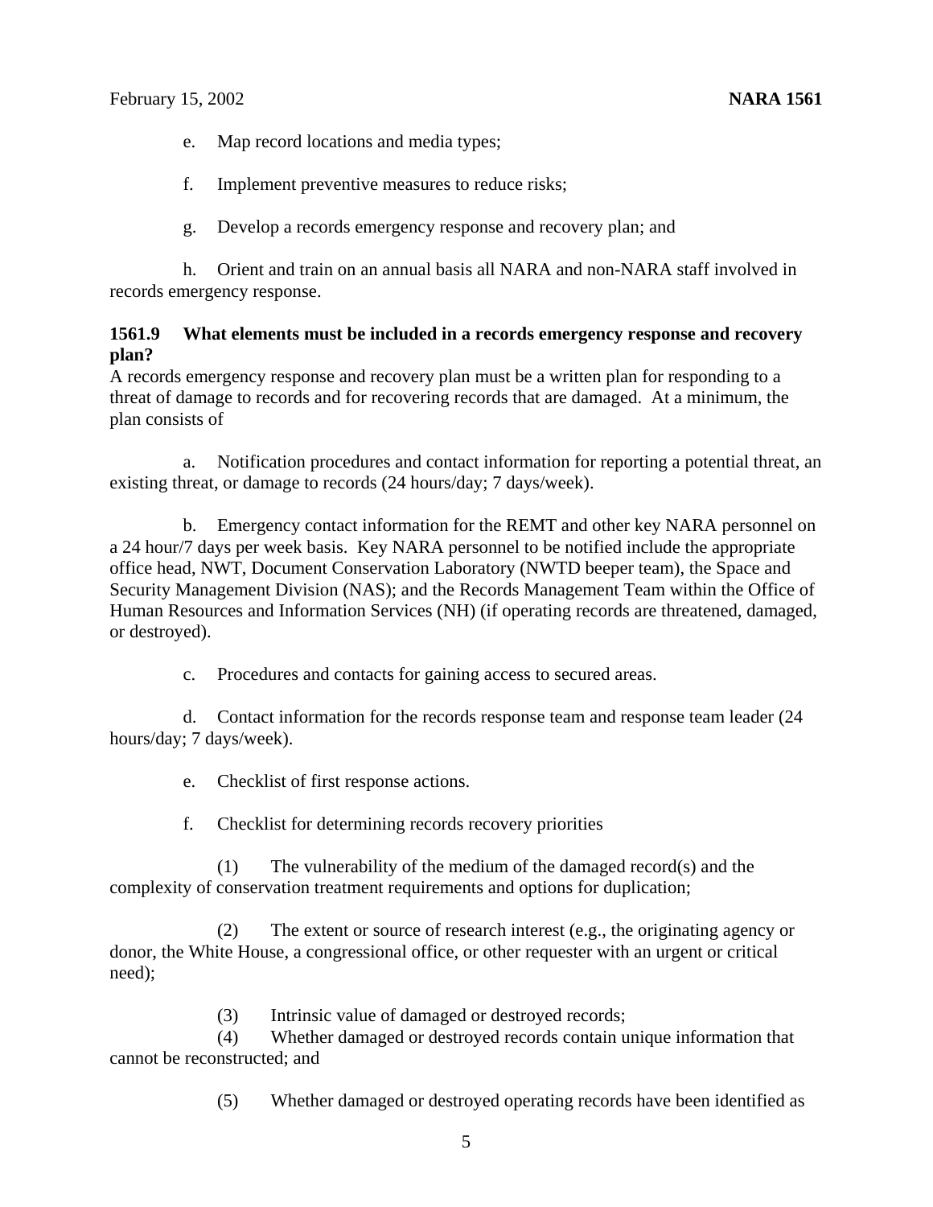e. Map record locations and media types;

f. Implement preventive measures to reduce risks;

g. Develop a records emergency response and recovery plan; and

h. Orient and train on an annual basis all NARA and non-NARA staff involved in records emergency response.

**1561.9 What elements must be included in a records emergency response and recovery plan?**

A records emergency response and recovery plan must be a written plan for responding to a threat of damage to records and for recovering records that are damaged. At a minimum, the plan consists of

a. Notification procedures and contact information for reporting a potential threat, an existing threat, or damage to records (24 hours/day; 7 days/week).

b. Emergency contact information for the REMT and other key NARA personnel on a 24 hour/7 days per week basis. Key NARA personnel to be notified include the appropriate office head, NWT, Document Conservation Laboratory (NWTD beeper team), the Space and Security Management Division (NAS); and the Records Management Team within the Office of Human Resources and Information Services (NH) (if operating records are threatened, damaged, or destroyed).

c. Procedures and contacts for gaining access to secured areas.

d. Contact information for the records response team and response team leader (24 hours/day; 7 days/week).

e. Checklist of first response actions.

f. Checklist for determining records recovery priorities

(1) The vulnerability of the medium of the damaged record(s) and the complexity of conservation treatment requirements and options for duplication;

(2) The extent or source of research interest (e.g., the originating agency or donor, the White House, a congressional office, or other requester with an urgent or critical need);

(3) Intrinsic value of damaged or destroyed records;

(4) Whether damaged or destroyed records contain unique information that cannot be reconstructed; and

(5) Whether damaged or destroyed operating records have been identified as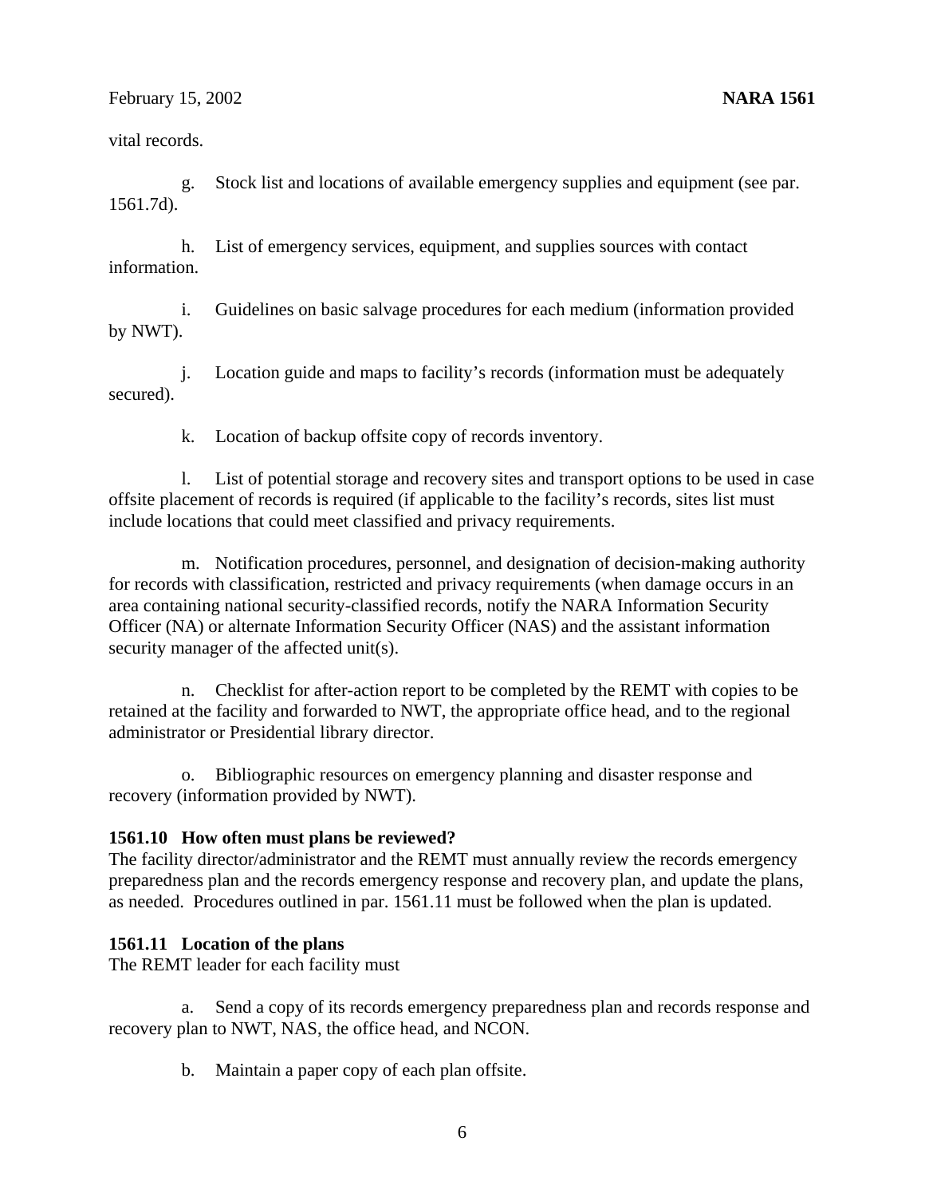vital records.

g. Stock list and locations of available emergency supplies and equipment (see par. 1561.7d).

h. List of emergency services, equipment, and supplies sources with contact information.

i. Guidelines on basic salvage procedures for each medium (information provided by NWT).

j. Location guide and maps to facility's records (information must be adequately secured).

k. Location of backup offsite copy of records inventory.

l. List of potential storage and recovery sites and transport options to be used in case offsite placement of records is required (if applicable to the facility's records, sites list must include locations that could meet classified and privacy requirements.

m. Notification procedures, personnel, and designation of decision-making authority for records with classification, restricted and privacy requirements (when damage occurs in an area containing national security-classified records, notify the NARA Information Security Officer (NA) or alternate Information Security Officer (NAS) and the assistant information security manager of the affected unit(s).

n. Checklist for after-action report to be completed by the REMT with copies to be retained at the facility and forwarded to NWT, the appropriate office head, and to the regional administrator or Presidential library director.

o. Bibliographic resources on emergency planning and disaster response and recovery (information provided by NWT).

**1561.10 How often must plans be reviewed?**

The facility director/administrator and the REMT must annually review the records emergency preparedness plan and the records emergency response and recovery plan, and update the plans, as needed. Procedures outlined in par. 1561.11 must be followed when the plan is updated.

**1561.11 Location of the plans**

The REMT leader for each facility must

a. Send a copy of its records emergency preparedness plan and records response and recovery plan to NWT, NAS, the office head, and NCON.

b. Maintain a paper copy of each plan offsite.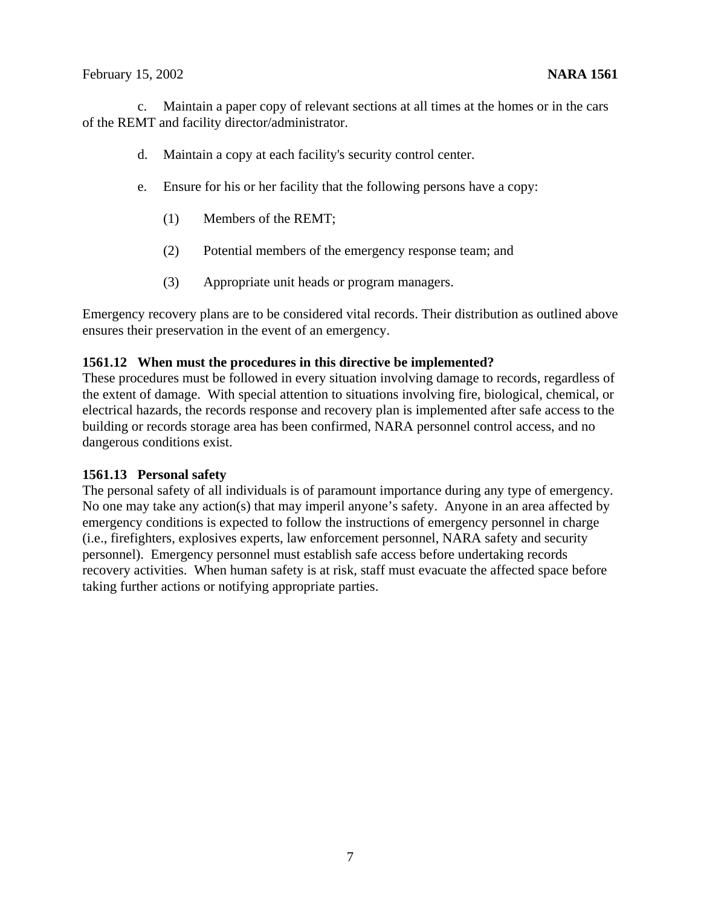c. Maintain a paper copy of relevant sections at all times at the homes or in the cars of the REMT and facility director/administrator.

d. Maintain a copy at each facility's security control center.

e. Ensure for his or her facility that the following persons have a copy:

(1) Members of the REMT;

(2) Potential members of the emergency response team; and

(3) Appropriate unit heads or program managers.

Emergency recovery plans are to be considered vital records. Their distribution as outlined above ensures their preservation in the event of an emergency.

**1561.12 When must the procedures in this directive be implemented?**

These procedures must be followed in every situation involving damage to records, regardless of the extent of damage. With special attention to situations involving fire, biological, chemical, or electrical hazards, the records response and recovery plan is implemented after safe access to the building or records storage area has been confirmed, NARA personnel control access, and no dangerous conditions exist.

**1561.13 Personal safety**

The personal safety of all individuals is of paramount importance during any type of emergency. No one may take any action(s) that may imperil anyone's safety. Anyone in an area affected by emergency conditions is expected to follow the instructions of emergency personnel in charge (i.e., firefighters, explosives experts, law enforcement personnel, NARA safety and security personnel). Emergency personnel must establish safe access before undertaking records recovery activities. When human safety is at risk, staff must evacuate the affected space before taking further actions or notifying appropriate parties.